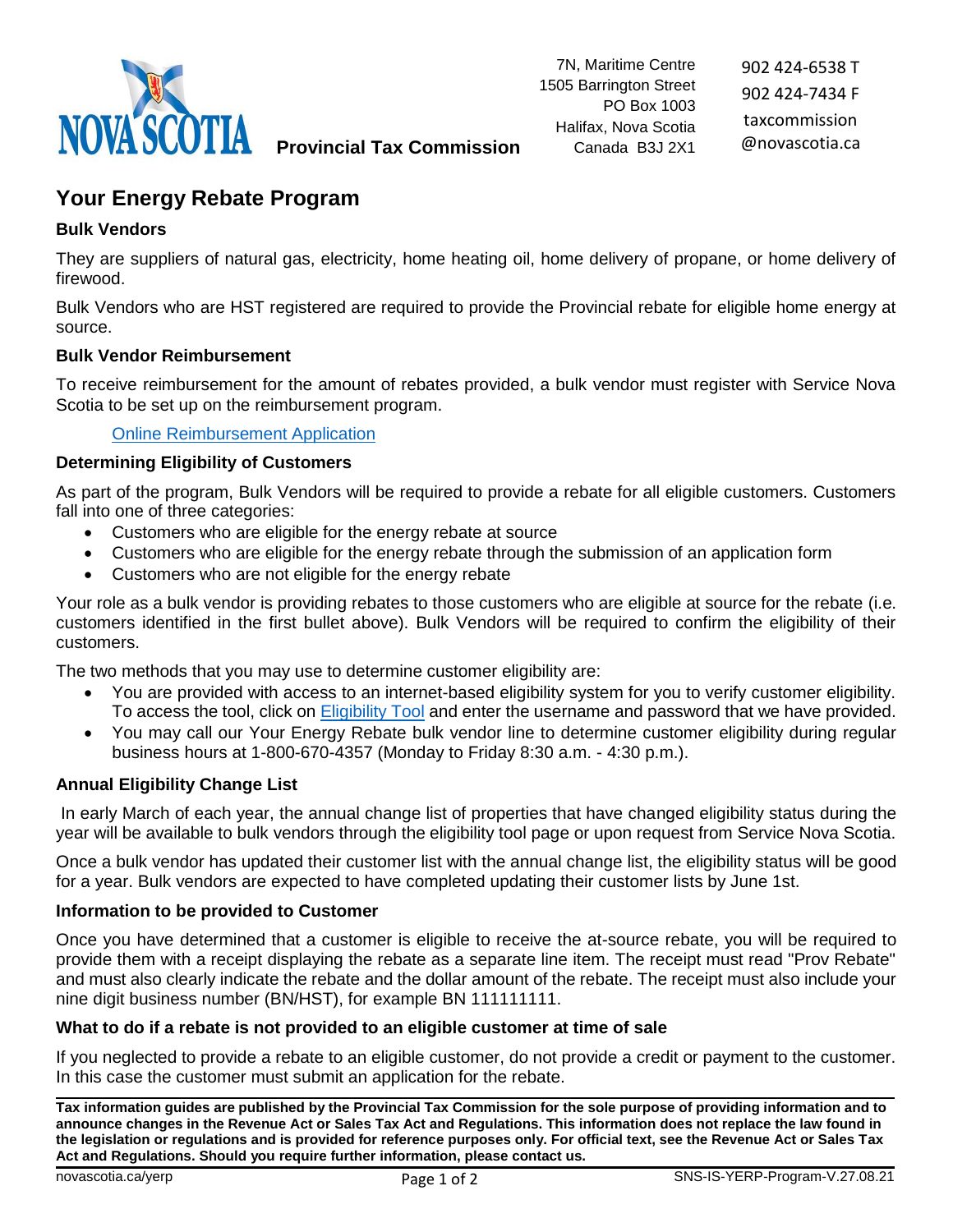Provincial Tax Commission

7N, Maritime Centre
1505 Barrington Street
PO Box 1003
Halifax, Nova Scotia
Canada B3J 2X1

902 424-6538 T
902 424-7434 F
taxcommission@novascotia.ca

# Your Energy Rebate Program

### Bulk Vendors

They are suppliers of natural gas, electricity, home heating oil, home delivery of propane, or home delivery of firewood.

Bulk Vendors who are HST registered are required to provide the Provincial rebate for eligible home energy at source.

### Bulk Vendor Reimbursement

To receive reimbursement for the amount of rebates provided, a bulk vendor must register with Service Nova Scotia to be set up on the reimbursement program.

Online Reimbursement Application

### Determining Eligibility of Customers

As part of the program, Bulk Vendors will be required to provide a rebate for all eligible customers. Customers fall into one of three categories:

- Customers who are eligible for the energy rebate at source
- Customers who are eligible for the energy rebate through the submission of an application form
- Customers who are not eligible for the energy rebate

Your role as a bulk vendor is providing rebates to those customers who are eligible at source for the rebate (i.e. customers identified in the first bullet above). Bulk Vendors will be required to confirm the eligibility of their customers.

The two methods that you may use to determine customer eligibility are:

- You are provided with access to an internet-based eligibility system for you to verify customer eligibility. To access the tool, click on Eligibility Tool and enter the username and password that we have provided.
- You may call our Your Energy Rebate bulk vendor line to determine customer eligibility during regular business hours at 1-800-670-4357 (Monday to Friday 8:30 a.m. - 4:30 p.m.).

### Annual Eligibility Change List

In early March of each year, the annual change list of properties that have changed eligibility status during the year will be available to bulk vendors through the eligibility tool page or upon request from Service Nova Scotia.

Once a bulk vendor has updated their customer list with the annual change list, the eligibility status will be good for a year. Bulk vendors are expected to have completed updating their customer lists by June 1st.

### Information to be provided to Customer

Once you have determined that a customer is eligible to receive the at-source rebate, you will be required to provide them with a receipt displaying the rebate as a separate line item. The receipt must read "Prov Rebate" and must also clearly indicate the rebate and the dollar amount of the rebate. The receipt must also include your nine digit business number (BN/HST), for example BN 111111111.

### What to do if a rebate is not provided to an eligible customer at time of sale

If you neglected to provide a rebate to an eligible customer, do not provide a credit or payment to the customer. In this case the customer must submit an application for the rebate.

**Tax information guides are published by the Provincial Tax Commission for the sole purpose of providing information and to announce changes in the Revenue Act or Sales Tax Act and Regulations. This information does not replace the law found in the legislation or regulations and is provided for reference purposes only. For official text, see the Revenue Act or Sales Tax Act and Regulations. Should you require further information, please contact us.**

novascotia.ca/yerp

SNS-IS-YERP-Program-V.27.08.21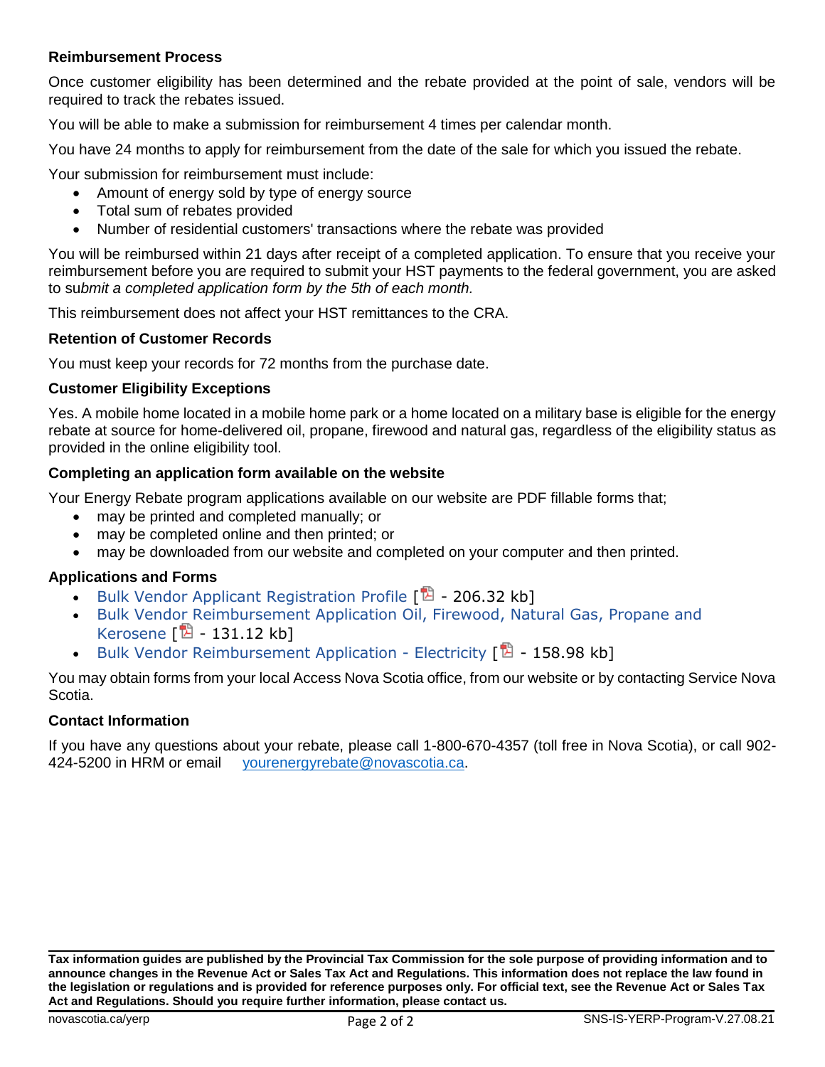**Reimbursement Process**

Once customer eligibility has been determined and the rebate provided at the point of sale, vendors will be required to track the rebates issued.

You will be able to make a submission for reimbursement 4 times per calendar month.

You have 24 months to apply for reimbursement from the date of the sale for which you issued the rebate.

Your submission for reimbursement must include:

- Amount of energy sold by type of energy source
- Total sum of rebates provided
- Number of residential customers' transactions where the rebate was provided

You will be reimbursed within 21 days after receipt of a completed application. To ensure that you receive your reimbursement before you are required to submit your HST payments to the federal government, you are asked to su*bmit a completed application form by the 5th of each month.*

This reimbursement does not affect your HST remittances to the CRA.

**Retention of Customer Records**

You must keep your records for 72 months from the purchase date.

**Customer Eligibility Exceptions**

Yes. A mobile home located in a mobile home park or a home located on a military base is eligible for the energy rebate at source for home-delivered oil, propane, firewood and natural gas, regardless of the eligibility status as provided in the online eligibility tool.

**Completing an application form available on the website**

Your Energy Rebate program applications available on our website are PDF fillable forms that;

- may be printed and completed manually; or
- may be completed online and then printed; or
- may be downloaded from our website and completed on your computer and then printed.

**Applications and Forms**

- Bulk Vendor Applicant Registration Profile [ - 206.32 kb]
- Bulk Vendor Reimbursement Application Oil, Firewood, Natural Gas, Propane and Kerosene [ - 131.12 kb]
- Bulk Vendor Reimbursement Application - Electricity [ - 158.98 kb]

You may obtain forms from your local Access Nova Scotia office, from our website or by contacting Service Nova Scotia.

**Contact Information**

If you have any questions about your rebate, please call 1-800-670-4357 (toll free in Nova Scotia), or call 902-424-5200 in HRM or email yourenergyrebate@novascotia.ca.

**Tax information guides are published by the Provincial Tax Commission for the sole purpose of providing information and to announce changes in the Revenue Act or Sales Tax Act and Regulations. This information does not replace the law found in the legislation or regulations and is provided for reference purposes only. For official text, see the Revenue Act or Sales Tax Act and Regulations. Should you require further information, please contact us.**

novascotia.ca/yerp

SNS-IS-YERP-Program-V.27.08.21